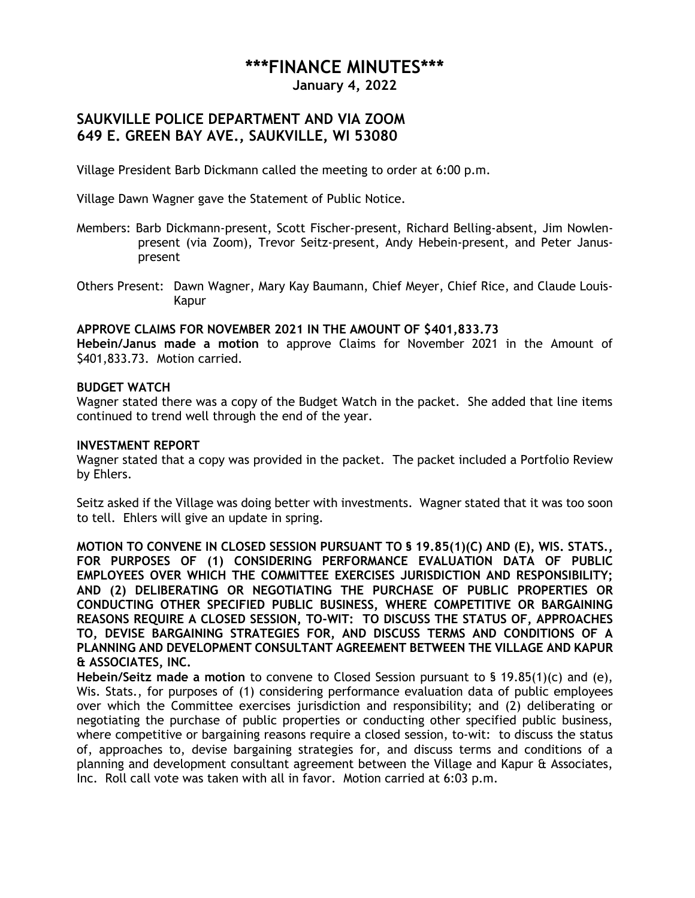# \*\*\*FINANCE MINUTES\*\*\*

**January 4, 2022**

## SAUKVILLE POLICE DEPARTMENT AND VIA ZOOM
## 649 E. GREEN BAY AVE., SAUKVILLE, WI 53080

Village President Barb Dickmann called the meeting to order at 6:00 p.m.

Village Dawn Wagner gave the Statement of Public Notice.

Members: Barb Dickmann-present, Scott Fischer-present, Richard Belling-absent, Jim Nowlen-present (via Zoom), Trevor Seitz-present, Andy Hebein-present, and Peter Janus-present

Others Present: Dawn Wagner, Mary Kay Baumann, Chief Meyer, Chief Rice, and Claude Louis-Kapur

**APPROVE CLAIMS FOR NOVEMBER 2021 IN THE AMOUNT OF $401,833.73**

**Hebein/Janus made a motion** to approve Claims for November 2021 in the Amount of $401,833.73. Motion carried.

**BUDGET WATCH**

Wagner stated there was a copy of the Budget Watch in the packet. She added that line items continued to trend well through the end of the year.

**INVESTMENT REPORT**

Wagner stated that a copy was provided in the packet. The packet included a Portfolio Review by Ehlers.

Seitz asked if the Village was doing better with investments. Wagner stated that it was too soon to tell. Ehlers will give an update in spring.

**MOTION TO CONVENE IN CLOSED SESSION PURSUANT TO § 19.85(1)(C) AND (E), WIS. STATS., FOR PURPOSES OF (1) CONSIDERING PERFORMANCE EVALUATION DATA OF PUBLIC EMPLOYEES OVER WHICH THE COMMITTEE EXERCISES JURISDICTION AND RESPONSIBILITY; AND (2) DELIBERATING OR NEGOTIATING THE PURCHASE OF PUBLIC PROPERTIES OR CONDUCTING OTHER SPECIFIED PUBLIC BUSINESS, WHERE COMPETITIVE OR BARGAINING REASONS REQUIRE A CLOSED SESSION, TO-WIT: TO DISCUSS THE STATUS OF, APPROACHES TO, DEVISE BARGAINING STRATEGIES FOR, AND DISCUSS TERMS AND CONDITIONS OF A PLANNING AND DEVELOPMENT CONSULTANT AGREEMENT BETWEEN THE VILLAGE AND KAPUR & ASSOCIATES, INC.**

**Hebein/Seitz made a motion** to convene to Closed Session pursuant to § 19.85(1)(c) and (e), Wis. Stats., for purposes of (1) considering performance evaluation data of public employees over which the Committee exercises jurisdiction and responsibility; and (2) deliberating or negotiating the purchase of public properties or conducting other specified public business, where competitive or bargaining reasons require a closed session, to-wit: to discuss the status of, approaches to, devise bargaining strategies for, and discuss terms and conditions of a planning and development consultant agreement between the Village and Kapur & Associates, Inc. Roll call vote was taken with all in favor. Motion carried at 6:03 p.m.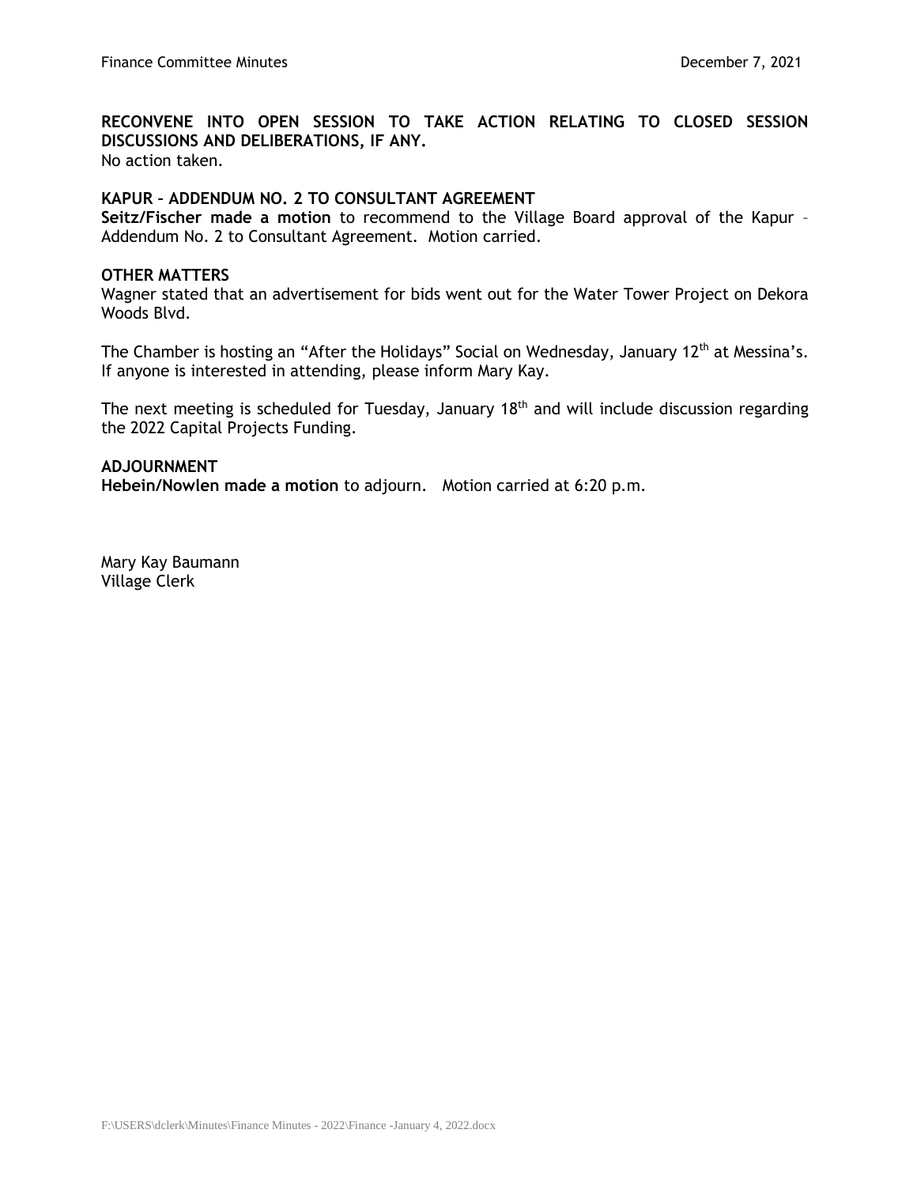**RECONVENE INTO OPEN SESSION TO TAKE ACTION RELATING TO CLOSED SESSION DISCUSSIONS AND DELIBERATIONS, IF ANY.**
No action taken.

**KAPUR – ADDENDUM NO. 2 TO CONSULTANT AGREEMENT**
**Seitz/Fischer made a motion** to recommend to the Village Board approval of the Kapur – Addendum No. 2 to Consultant Agreement. Motion carried.

**OTHER MATTERS**
Wagner stated that an advertisement for bids went out for the Water Tower Project on Dekora Woods Blvd.

The Chamber is hosting an "After the Holidays" Social on Wednesday, January 12th at Messina's. If anyone is interested in attending, please inform Mary Kay.

The next meeting is scheduled for Tuesday, January 18th and will include discussion regarding the 2022 Capital Projects Funding.

**ADJOURNMENT**
**Hebein/Nowlen made a motion** to adjourn. Motion carried at 6:20 p.m.

Mary Kay Baumann
Village Clerk

F:\USERS\dclerk\Minutes\Finance Minutes - 2022\Finance -January 4, 2022.docx